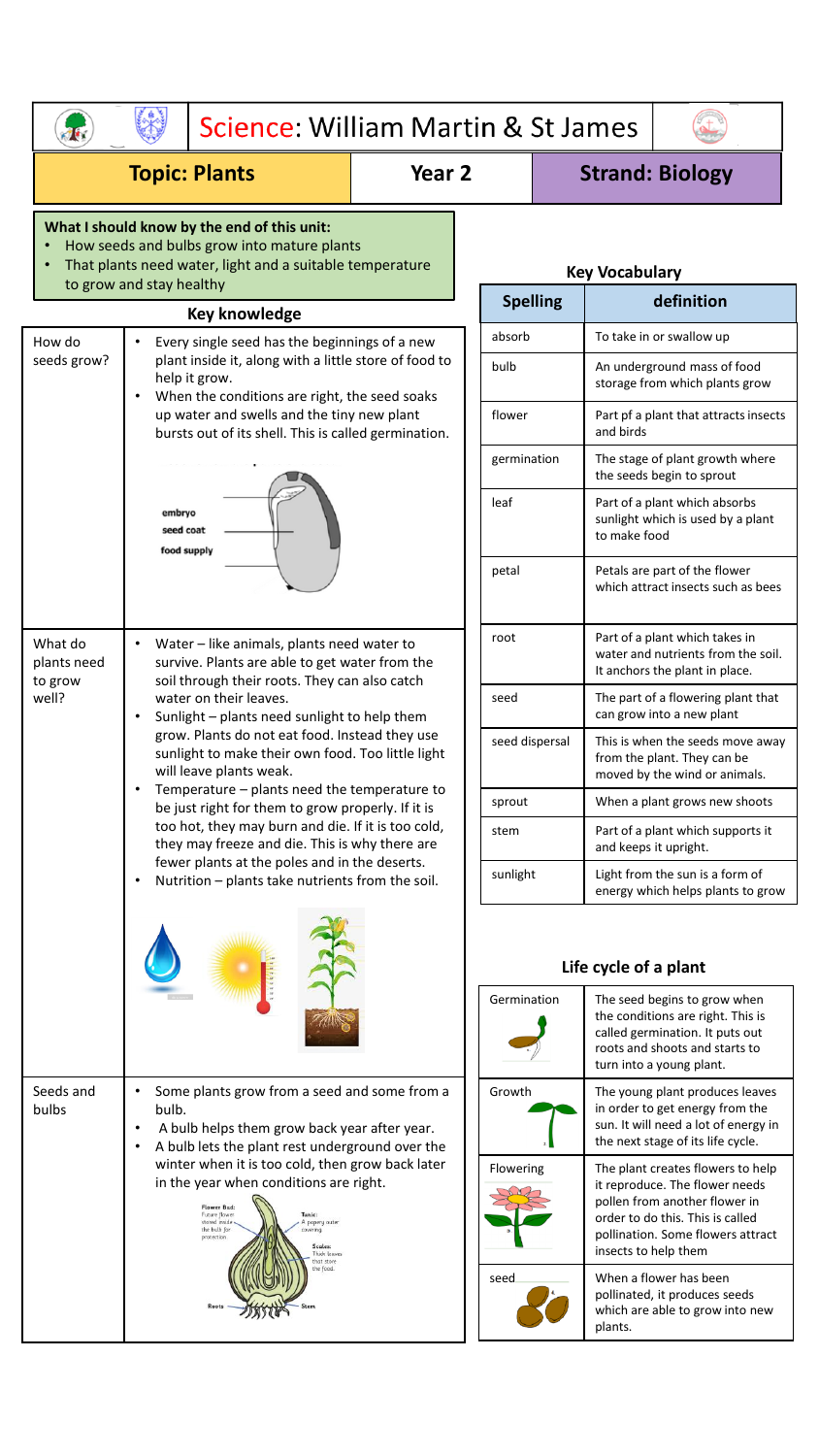# Science: William Martin & St James

**Topic: Plants** | **Year 2** | **Strand: Biology**

**What I should know by the end of this unit:**

- How seeds and bulbs grow into mature plants
- That plants need water, light and a suitable temperature to grow and stay healthy

## Key knowledge

| | |
|---|---|
| How do seeds grow? | • Every single seed has the beginnings of a new plant inside it, along with a little store of food to help it grow.<br>• When the conditions are right, the seed soaks up water and swells and the tiny new plant bursts out of its shell. This is called germination.<br><br>embryo<br>seed coat<br>food supply |
| What do plants need to grow well? | • Water – like animals, plants need water to survive. Plants are able to get water from the soil through their roots. They can also catch water on their leaves.<br>• Sunlight – plants need sunlight to help them grow. Plants do not eat food. Instead they use sunlight to make their own food. Too little light will leave plants weak.<br>• Temperature – plants need the temperature to be just right for them to grow properly. If it is too hot, they may burn and die. If it is too cold, they may freeze and die. This is why there are fewer plants at the poles and in the deserts.<br>• Nutrition – plants take nutrients from the soil. |
| Seeds and bulbs | • Some plants grow from a seed and some from a bulb.<br>• A bulb helps them grow back year after year.<br>• A bulb lets the plant rest underground over the winter when it is too cold, then grow back later in the year when conditions are right.<br><br>Flower Bud: Future flower stored inside the bulb for protection<br>Tunic: A papery outer covering.<br>Scales: Thick leaves that store the food.<br>Roots<br>Stem |

## Key Vocabulary

| Spelling | definition |
|---|---|
| absorb | To take in or swallow up |
| bulb | An underground mass of food storage from which plants grow |
| flower | Part pf a plant that attracts insects and birds |
| germination | The stage of plant growth where the seeds begin to sprout |
| leaf | Part of a plant which absorbs sunlight which is used by a plant to make food |
| petal | Petals are part of the flower which attract insects such as bees |
| root | Part of a plant which takes in water and nutrients from the soil. It anchors the plant in place. |
| seed | The part of a flowering plant that can grow into a new plant |
| seed dispersal | This is when the seeds move away from the plant. They can be moved by the wind or animals. |
| sprout | When a plant grows new shoots |
| stem | Part of a plant which supports it and keeps it upright. |
| sunlight | Light from the sun is a form of energy which helps plants to grow |

## Life cycle of a plant

| | |
|---|---|
| Germination | The seed begins to grow when the conditions are right. This is called germination. It puts out roots and shoots and starts to turn into a young plant. |
| Growth | The young plant produces leaves in order to get energy from the sun. It will need a lot of energy in the next stage of its life cycle. |
| Flowering | The plant creates flowers to help it reproduce. The flower needs pollen from another flower in order to do this. This is called pollination. Some flowers attract insects to help them |
| seed | When a flower has been pollinated, it produces seeds which are able to grow into new plants. |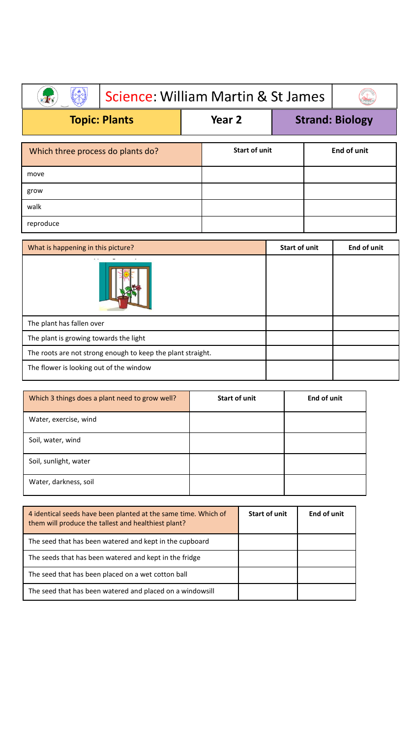| Science: William Martin & St James | | |
|---|---|---|
| **Topic: Plants** | **Year 2** | **Strand: Biology** |

| Which three process do plants do? | Start of unit | End of unit |
|---|---|---|
| move | | |
| grow | | |
| walk | | |
| reproduce | | |

| What is happening in this picture? | Start of unit | End of unit |
|---|---|---|
| | | |
| The plant has fallen over | | |
| The plant is growing towards the light | | |
| The roots are not strong enough to keep the plant straight. | | |
| The flower is looking out of the window | | |

| Which 3 things does a plant need to grow well? | Start of unit | End of unit |
|---|---|---|
| Water, exercise, wind | | |
| Soil, water, wind | | |
| Soil, sunlight, water | | |
| Water, darkness, soil | | |

| 4 identical seeds have been planted at the same time. Which of them will produce the tallest and healthiest plant? | Start of unit | End of unit |
|---|---|---|
| The seed that has been watered and kept in the cupboard | | |
| The seeds that has been watered and kept in the fridge | | |
| The seed that has been placed on a wet cotton ball | | |
| The seed that has been watered and placed on a windowsill | | |